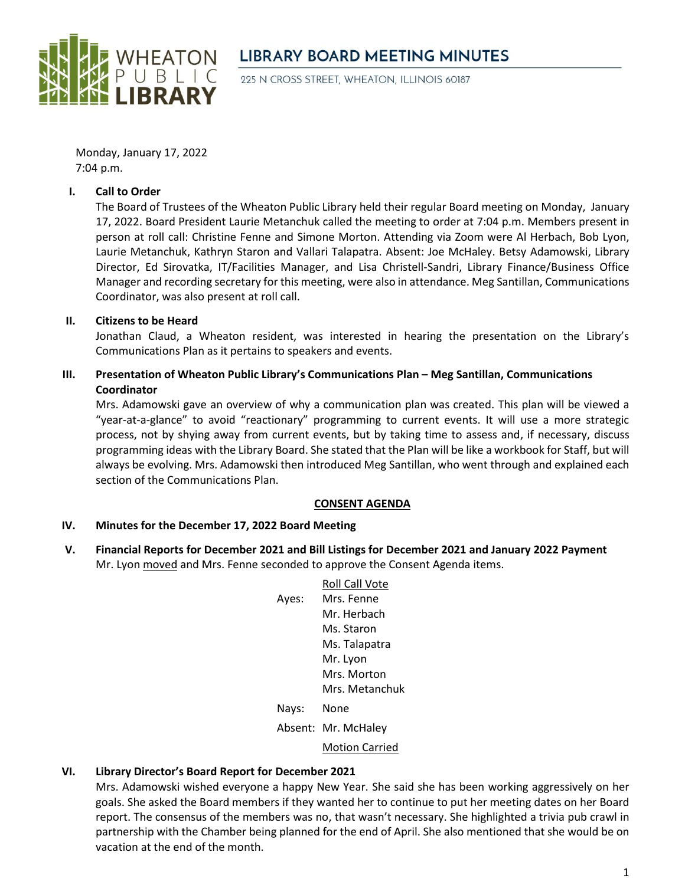# LIBRARY BOARD MEETING MINUTES

WHEATON PUBLIC LIBRARY

225 N CROSS STREET, WHEATON, ILLINOIS 60187

Monday, January 17, 2022
7:04 p.m.

**I. Call to Order**

The Board of Trustees of the Wheaton Public Library held their regular Board meeting on Monday, January 17, 2022. Board President Laurie Metanchuk called the meeting to order at 7:04 p.m. Members present in person at roll call: Christine Fenne and Simone Morton. Attending via Zoom were Al Herbach, Bob Lyon, Laurie Metanchuk, Kathryn Staron and Vallari Talapatra. Absent: Joe McHaley. Betsy Adamowski, Library Director, Ed Sirovatka, IT/Facilities Manager, and Lisa Christell-Sandri, Library Finance/Business Office Manager and recording secretary for this meeting, were also in attendance. Meg Santillan, Communications Coordinator, was also present at roll call.

**II. Citizens to be Heard**

Jonathan Claud, a Wheaton resident, was interested in hearing the presentation on the Library's Communications Plan as it pertains to speakers and events.

**III. Presentation of Wheaton Public Library's Communications Plan – Meg Santillan, Communications Coordinator**

Mrs. Adamowski gave an overview of why a communication plan was created. This plan will be viewed a "year-at-a-glance" to avoid "reactionary" programming to current events. It will use a more strategic process, not by shying away from current events, but by taking time to assess and, if necessary, discuss programming ideas with the Library Board. She stated that the Plan will be like a workbook for Staff, but will always be evolving. Mrs. Adamowski then introduced Meg Santillan, who went through and explained each section of the Communications Plan.

**CONSENT AGENDA**

**IV. Minutes for the December 17, 2022 Board Meeting**

**V. Financial Reports for December 2021 and Bill Listings for December 2021 and January 2022 Payment**

Mr. Lyon moved and Mrs. Fenne seconded to approve the Consent Agenda items.

Roll Call Vote

Ayes: Mrs. Fenne
Mr. Herbach
Ms. Staron
Ms. Talapatra
Mr. Lyon
Mrs. Morton
Mrs. Metanchuk

Nays: None

Absent: Mr. McHaley

Motion Carried

**VI. Library Director's Board Report for December 2021**

Mrs. Adamowski wished everyone a happy New Year. She said she has been working aggressively on her goals. She asked the Board members if they wanted her to continue to put her meeting dates on her Board report. The consensus of the members was no, that wasn't necessary. She highlighted a trivia pub crawl in partnership with the Chamber being planned for the end of April. She also mentioned that she would be on vacation at the end of the month.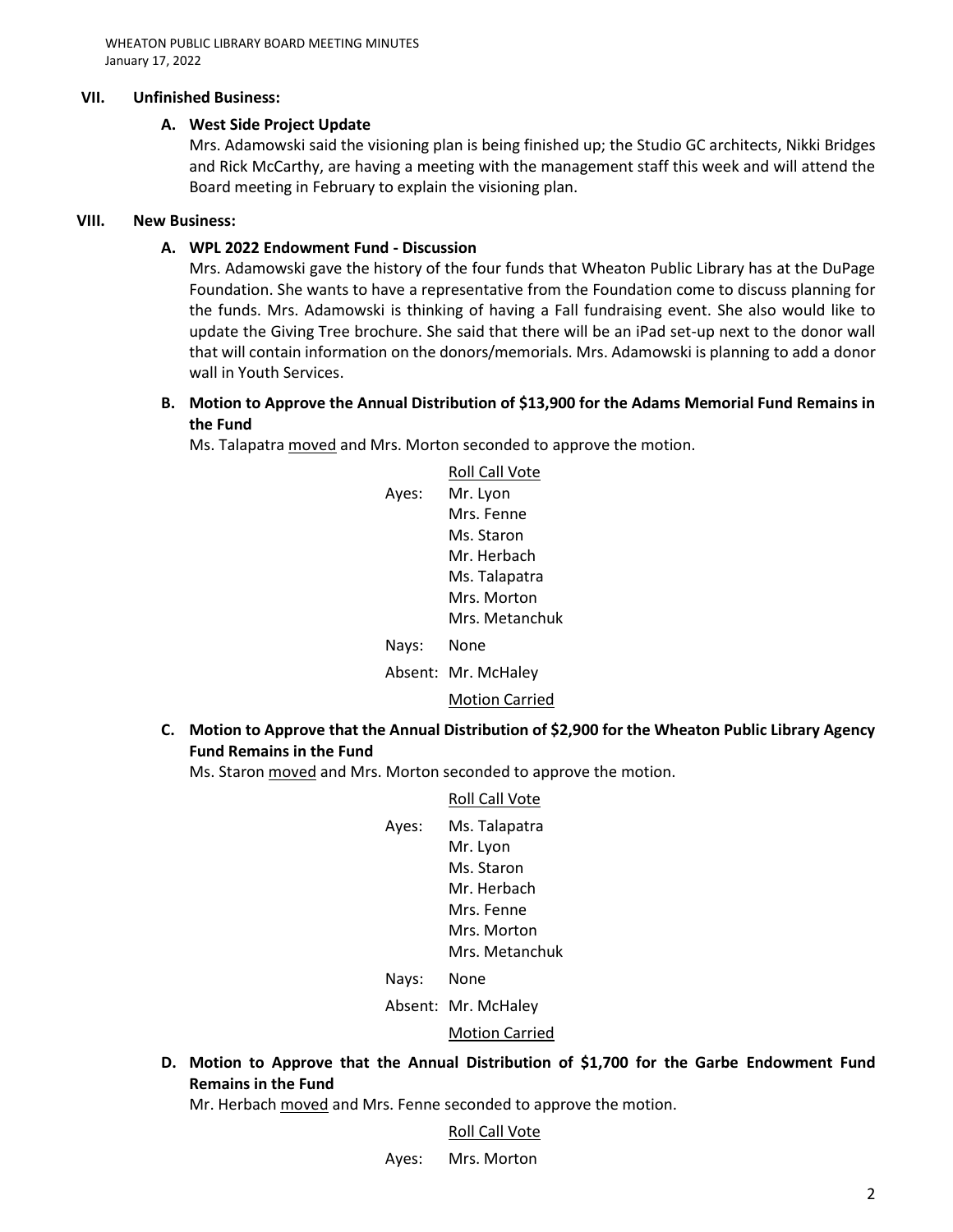## VII. Unfinished Business:

### A. West Side Project Update

Mrs. Adamowski said the visioning plan is being finished up; the Studio GC architects, Nikki Bridges and Rick McCarthy, are having a meeting with the management staff this week and will attend the Board meeting in February to explain the visioning plan.

## VIII. New Business:

### A. WPL 2022 Endowment Fund - Discussion

Mrs. Adamowski gave the history of the four funds that Wheaton Public Library has at the DuPage Foundation. She wants to have a representative from the Foundation come to discuss planning for the funds. Mrs. Adamowski is thinking of having a Fall fundraising event. She also would like to update the Giving Tree brochure. She said that there will be an iPad set-up next to the donor wall that will contain information on the donors/memorials. Mrs. Adamowski is planning to add a donor wall in Youth Services.

### B. Motion to Approve the Annual Distribution of $13,900 for the Adams Memorial Fund Remains in the Fund

Ms. Talapatra moved and Mrs. Morton seconded to approve the motion.

Roll Call Vote

Ayes: Mr. Lyon
Mrs. Fenne
Ms. Staron
Mr. Herbach
Ms. Talapatra
Mrs. Morton
Mrs. Metanchuk

Nays: None

Absent: Mr. McHaley

Motion Carried

### C. Motion to Approve that the Annual Distribution of $2,900 for the Wheaton Public Library Agency Fund Remains in the Fund

Ms. Staron moved and Mrs. Morton seconded to approve the motion.

Roll Call Vote

Ayes: Ms. Talapatra
Mr. Lyon
Ms. Staron
Mr. Herbach
Mrs. Fenne
Mrs. Morton
Mrs. Metanchuk

Nays: None

Absent: Mr. McHaley

Motion Carried

### D. Motion to Approve that the Annual Distribution of $1,700 for the Garbe Endowment Fund Remains in the Fund

Mr. Herbach moved and Mrs. Fenne seconded to approve the motion.

Roll Call Vote

Ayes: Mrs. Morton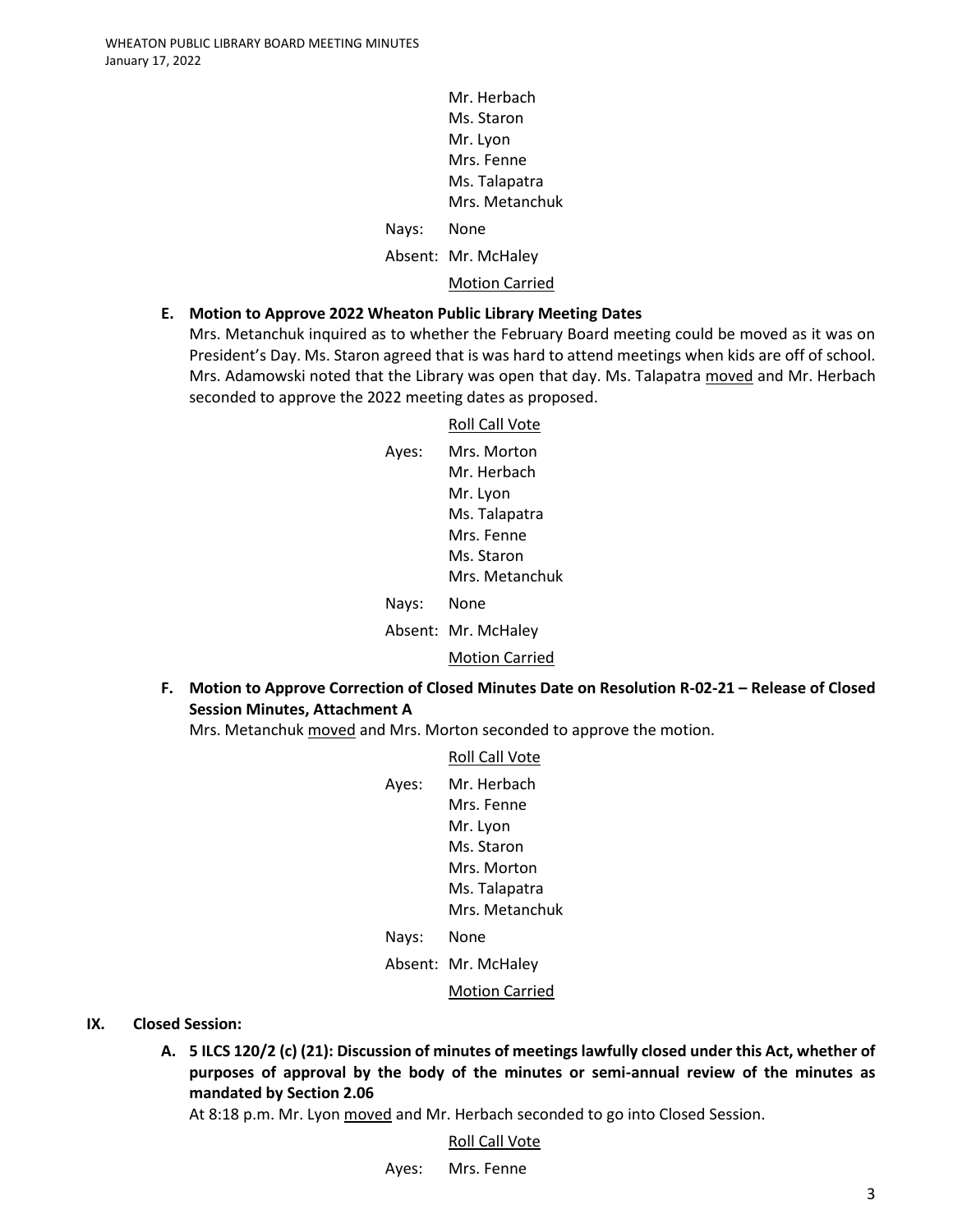Mr. Herbach
Ms. Staron
Mr. Lyon
Mrs. Fenne
Ms. Talapatra
Mrs. Metanchuk

Nays: None

Absent: Mr. McHaley

Motion Carried

**E. Motion to Approve 2022 Wheaton Public Library Meeting Dates**

Mrs. Metanchuk inquired as to whether the February Board meeting could be moved as it was on President's Day. Ms. Staron agreed that is was hard to attend meetings when kids are off of school. Mrs. Adamowski noted that the Library was open that day. Ms. Talapatra moved and Mr. Herbach seconded to approve the 2022 meeting dates as proposed.

Roll Call Vote

Ayes: Mrs. Morton
Mr. Herbach
Mr. Lyon
Ms. Talapatra
Mrs. Fenne
Ms. Staron
Mrs. Metanchuk

Nays: None

Absent: Mr. McHaley

Motion Carried

**F. Motion to Approve Correction of Closed Minutes Date on Resolution R-02-21 – Release of Closed Session Minutes, Attachment A**

Mrs. Metanchuk moved and Mrs. Morton seconded to approve the motion.

Roll Call Vote

Ayes: Mr. Herbach
Mrs. Fenne
Mr. Lyon
Ms. Staron
Mrs. Morton
Ms. Talapatra
Mrs. Metanchuk

Nays: None

Absent: Mr. McHaley

Motion Carried

## IX. Closed Session:

**A. 5 ILCS 120/2 (c) (21): Discussion of minutes of meetings lawfully closed under this Act, whether of purposes of approval by the body of the minutes or semi-annual review of the minutes as mandated by Section 2.06**

At 8:18 p.m. Mr. Lyon moved and Mr. Herbach seconded to go into Closed Session.

Roll Call Vote

Ayes: Mrs. Fenne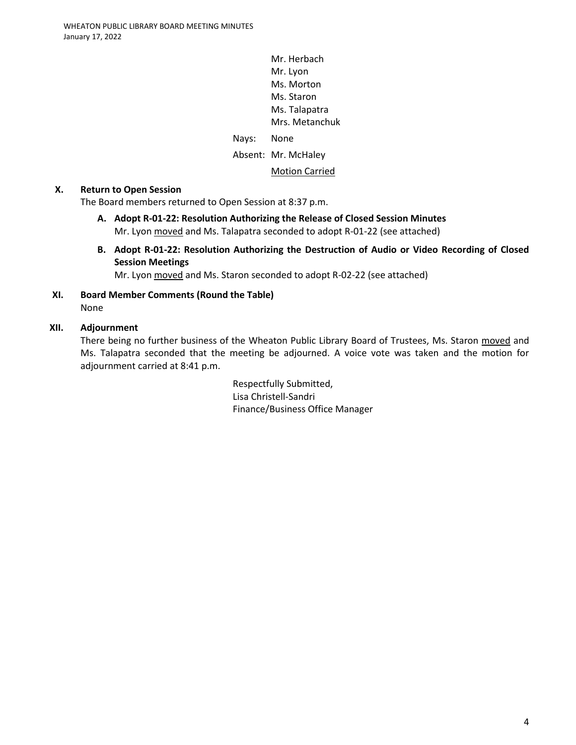Mr. Herbach
Mr. Lyon
Ms. Morton
Ms. Staron
Ms. Talapatra
Mrs. Metanchuk

Nays: None

Absent: Mr. McHaley

Motion Carried

**X. Return to Open Session**

The Board members returned to Open Session at 8:37 p.m.

**A. Adopt R-01-22: Resolution Authorizing the Release of Closed Session Minutes**

Mr. Lyon moved and Ms. Talapatra seconded to adopt R-01-22 (see attached)

**B. Adopt R-01-22: Resolution Authorizing the Destruction of Audio or Video Recording of Closed Session Meetings**

Mr. Lyon moved and Ms. Staron seconded to adopt R-02-22 (see attached)

**XI. Board Member Comments (Round the Table)**

None

**XII. Adjournment**

There being no further business of the Wheaton Public Library Board of Trustees, Ms. Staron moved and Ms. Talapatra seconded that the meeting be adjourned. A voice vote was taken and the motion for adjournment carried at 8:41 p.m.

Respectfully Submitted,
Lisa Christell-Sandri
Finance/Business Office Manager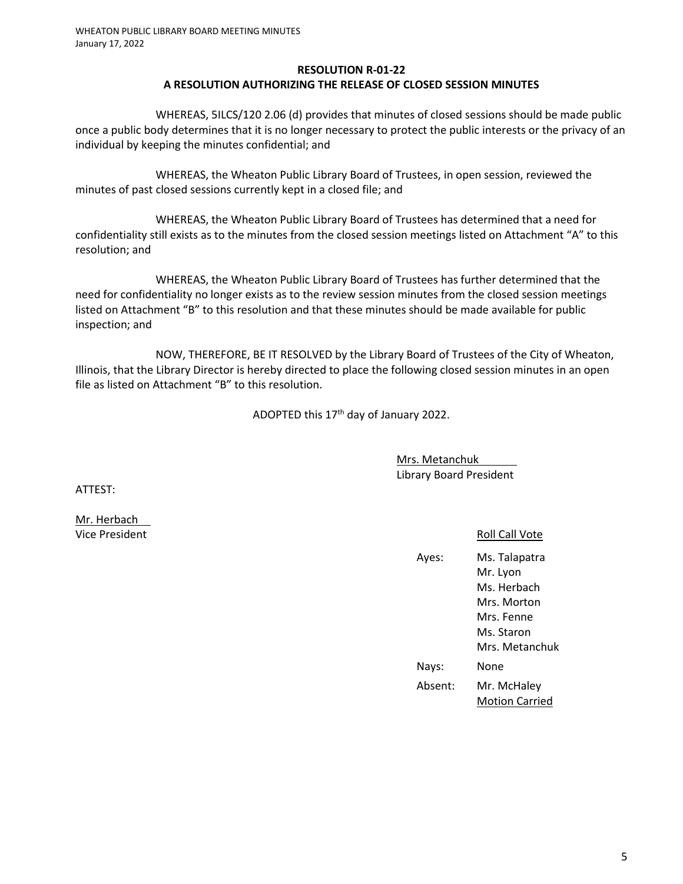**RESOLUTION R-01-22**
**A RESOLUTION AUTHORIZING THE RELEASE OF CLOSED SESSION MINUTES**

WHEREAS, 5ILCS/120 2.06 (d) provides that minutes of closed sessions should be made public once a public body determines that it is no longer necessary to protect the public interests or the privacy of an individual by keeping the minutes confidential; and

WHEREAS, the Wheaton Public Library Board of Trustees, in open session, reviewed the minutes of past closed sessions currently kept in a closed file; and

WHEREAS, the Wheaton Public Library Board of Trustees has determined that a need for confidentiality still exists as to the minutes from the closed session meetings listed on Attachment "A" to this resolution; and

WHEREAS, the Wheaton Public Library Board of Trustees has further determined that the need for confidentiality no longer exists as to the review session minutes from the closed session meetings listed on Attachment "B" to this resolution and that these minutes should be made available for public inspection; and

NOW, THEREFORE, BE IT RESOLVED by the Library Board of Trustees of the City of Wheaton, Illinois, that the Library Director is hereby directed to place the following closed session minutes in an open file as listed on Attachment "B" to this resolution.

ADOPTED this 17th day of January 2022.

Mrs. Metanchuk
Library Board President

ATTEST:

Mr. Herbach
Vice President

Roll Call Vote

| | |
|---|---|
| Ayes: | Ms. Talapatra<br>Mr. Lyon<br>Ms. Herbach<br>Mrs. Morton<br>Mrs. Fenne<br>Ms. Staron<br>Mrs. Metanchuk |
| Nays: | None |
| Absent: | Mr. McHaley |

Motion Carried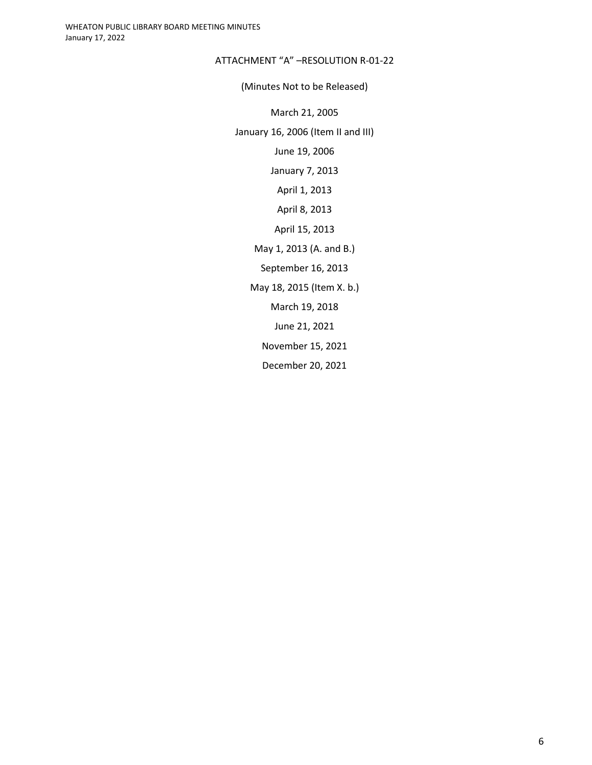## ATTACHMENT "A" –RESOLUTION R-01-22

(Minutes Not to be Released)

March 21, 2005

January 16, 2006 (Item II and III)

June 19, 2006

January 7, 2013

April 1, 2013

April 8, 2013

April 15, 2013

May 1, 2013 (A. and B.)

September 16, 2013

May 18, 2015 (Item X. b.)

March 19, 2018

June 21, 2021

November 15, 2021

December 20, 2021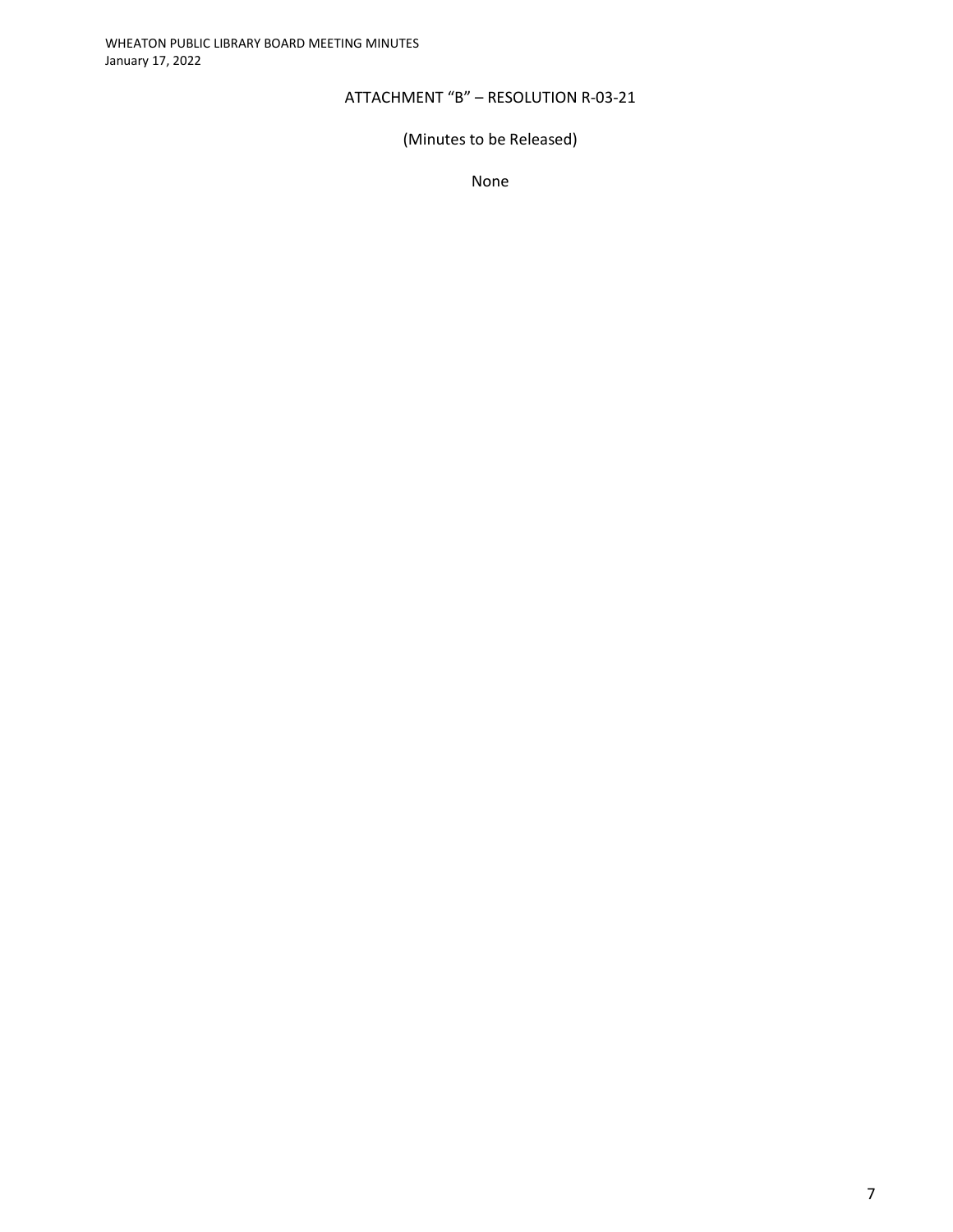## ATTACHMENT "B" – RESOLUTION R-03-21

(Minutes to be Released)

None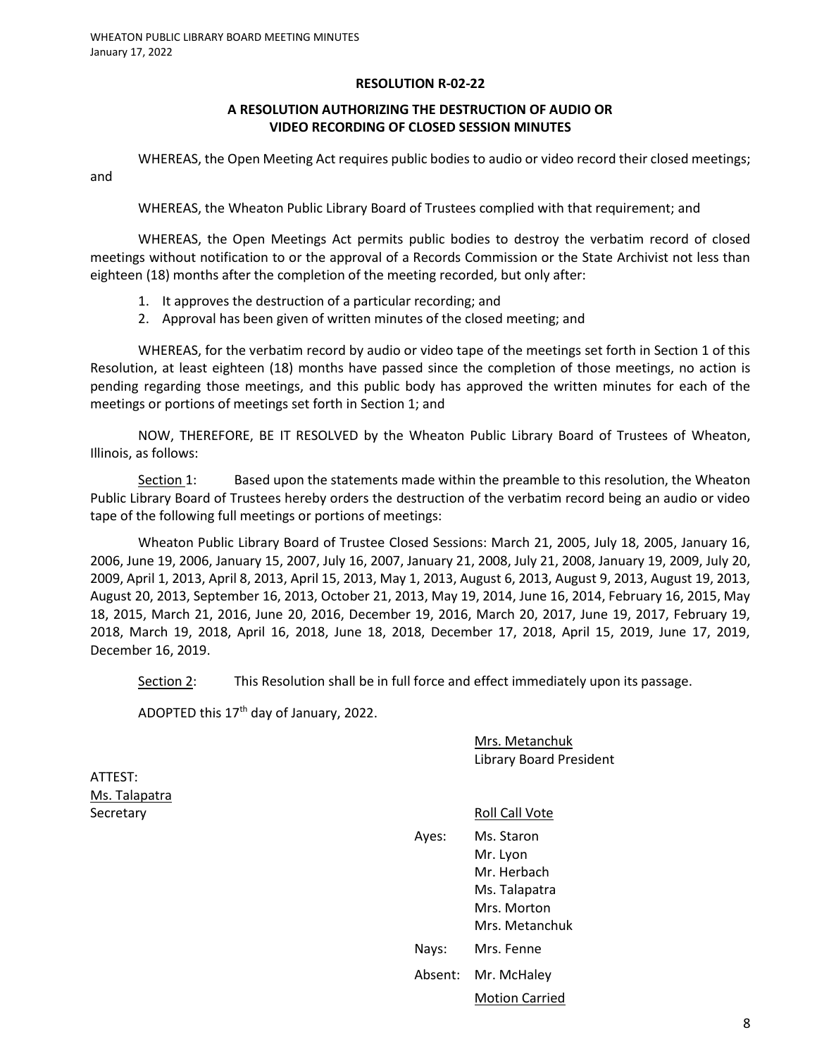**RESOLUTION R-02-22**

**A RESOLUTION AUTHORIZING THE DESTRUCTION OF AUDIO OR VIDEO RECORDING OF CLOSED SESSION MINUTES**

WHEREAS, the Open Meeting Act requires public bodies to audio or video record their closed meetings; and

WHEREAS, the Wheaton Public Library Board of Trustees complied with that requirement; and

WHEREAS, the Open Meetings Act permits public bodies to destroy the verbatim record of closed meetings without notification to or the approval of a Records Commission or the State Archivist not less than eighteen (18) months after the completion of the meeting recorded, but only after:

1. It approves the destruction of a particular recording; and
2. Approval has been given of written minutes of the closed meeting; and

WHEREAS, for the verbatim record by audio or video tape of the meetings set forth in Section 1 of this Resolution, at least eighteen (18) months have passed since the completion of those meetings, no action is pending regarding those meetings, and this public body has approved the written minutes for each of the meetings or portions of meetings set forth in Section 1; and

NOW, THEREFORE, BE IT RESOLVED by the Wheaton Public Library Board of Trustees of Wheaton, Illinois, as follows:

Section 1: Based upon the statements made within the preamble to this resolution, the Wheaton Public Library Board of Trustees hereby orders the destruction of the verbatim record being an audio or video tape of the following full meetings or portions of meetings:

Wheaton Public Library Board of Trustee Closed Sessions: March 21, 2005, July 18, 2005, January 16, 2006, June 19, 2006, January 15, 2007, July 16, 2007, January 21, 2008, July 21, 2008, January 19, 2009, July 20, 2009, April 1, 2013, April 8, 2013, April 15, 2013, May 1, 2013, August 6, 2013, August 9, 2013, August 19, 2013, August 20, 2013, September 16, 2013, October 21, 2013, May 19, 2014, June 16, 2014, February 16, 2015, May 18, 2015, March 21, 2016, June 20, 2016, December 19, 2016, March 20, 2017, June 19, 2017, February 19, 2018, March 19, 2018, April 16, 2018, June 18, 2018, December 17, 2018, April 15, 2019, June 17, 2019, December 16, 2019.

Section 2: This Resolution shall be in full force and effect immediately upon its passage.

ADOPTED this 17th day of January, 2022.

Mrs. Metanchuk
Library Board President

ATTEST:
Ms. Talapatra
Secretary

Roll Call Vote

Ayes: Ms. Staron, Mr. Lyon, Mr. Herbach, Ms. Talapatra, Mrs. Morton, Mrs. Metanchuk

Nays: Mrs. Fenne

Absent: Mr. McHaley

Motion Carried